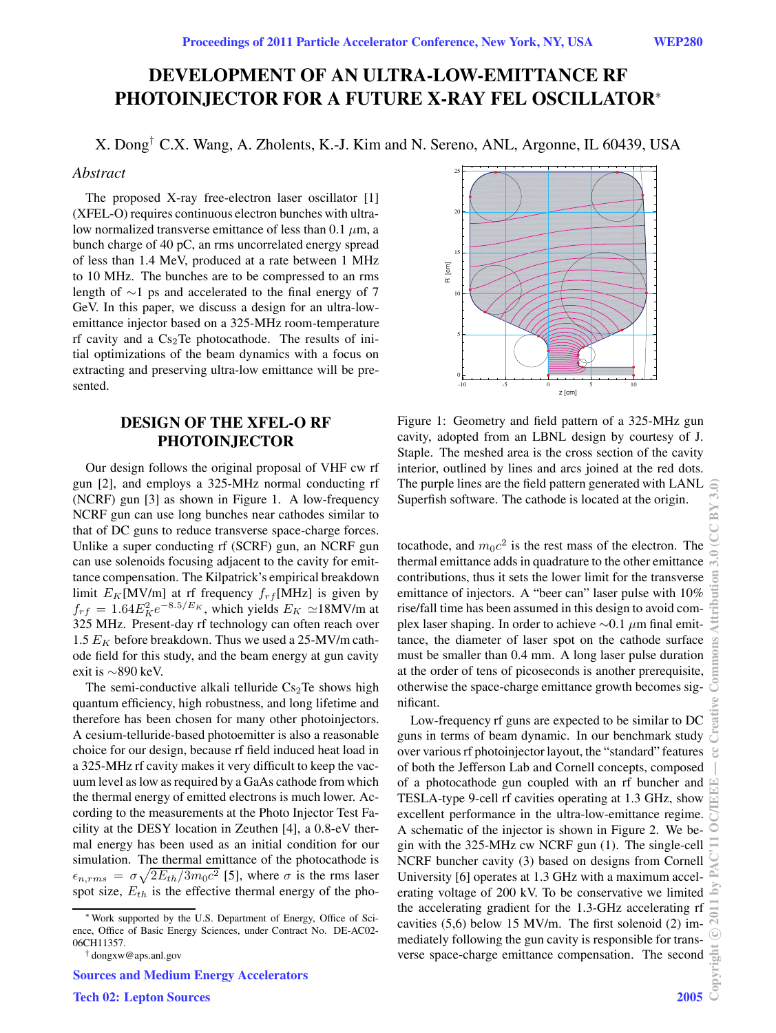# DEVELOPMENT OF AN ULTRA-LOW-EMITTANCE RF PHOTOINJECTOR FOR A FUTURE X-RAY FEL OSCILLATOR*

X. Dong[†] C.X. Wang, A. Zholents, K.-J. Kim and N. Sereno, ANL, Argonne, IL 60439, USA

## Abstract

The proposed X-ray free-electron laser oscillator [1] (XFEL-O) requires continuous electron bunches with ultra-low normalized transverse emittance of less than 0.1 $\mu$m, a bunch charge of 40 pC, an rms uncorrelated energy spread of less than 1.4 MeV, produced at a rate between 1 MHz to 10 MHz. The bunches are to be compressed to an rms length of ~1 ps and accelerated to the final energy of 7 GeV. In this paper, we discuss a design for an ultra-low-emittance injector based on a 325-MHz room-temperature rf cavity and a $Cs_2Te$ photocathode. The results of initial optimizations of the beam dynamics with a focus on extracting and preserving ultra-low emittance will be presented.

## DESIGN OF THE XFEL-O RF PHOTOINJECTOR

Our design follows the original proposal of VHF cw rf gun [2], and employs a 325-MHz normal conducting rf (NCRF) gun [3] as shown in Figure 1. A low-frequency NCRF gun can use long bunches near cathodes similar to that of DC guns to reduce transverse space-charge forces. Unlike a super conducting rf (SCRF) gun, an NCRF gun can use solenoids focusing adjacent to the cavity for emittance compensation. The Kilpatrick's empirical breakdown limit $E_K$[MV/m] at rf frequency $f_{rf}$[MHz] is given by $f_{rf} = 1.64E_K^2 e^{-8.5/E_K}$, which yields $E_K \simeq$18MV/m at 325 MHz. Present-day rf technology can often reach over 1.5 $E_K$ before breakdown. Thus we used a 25-MV/m cathode field for this study, and the beam energy at gun cavity exit is ~890 keV.

The semi-conductive alkali telluride $Cs_2Te$ shows high quantum efficiency, high robustness, and long lifetime and therefore has been chosen for many other photoinjectors. A cesium-telluride-based photoemitter is also a reasonable choice for our design, because rf field induced heat load in a 325-MHz rf cavity makes it very difficult to keep the vacuum level as low as required by a GaAs cathode from which the thermal energy of emitted electrons is much lower. According to the measurements at the Photo Injector Test Facility at the DESY location in Zeuthen [4], a 0.8-eV thermal energy has been used as an initial condition for our simulation. The thermal emittance of the photocathode is $\epsilon_{n,rms} = \sigma\sqrt{2E_{th}/3m_0c^2}$ [5], where $\sigma$ is the rms laser spot size, $E_{th}$ is the effective thermal energy of the photocathode, and $m_0c^2$ is the rest mass of the electron. The thermal emittance adds in quadrature to the other emittance contributions, thus it sets the lower limit for the transverse emittance of injectors. A "beer can" laser pulse with 10% rise/fall time has been assumed in this design to avoid complex laser shaping. In order to achieve ~0.1 $\mu$m final emittance, the diameter of laser spot on the cathode surface must be smaller than 0.4 mm. A long laser pulse duration at the order of tens of picoseconds is another prerequisite, otherwise the space-charge emittance growth becomes significant.

Figure 1: Geometry and field pattern of a 325-MHz gun cavity, adopted from an LBNL design by courtesy of J. Staple. The meshed area is the cross section of the cavity interior, outlined by lines and arcs joined at the red dots. The purple lines are the field pattern generated with LANL Superfish software. The cathode is located at the origin.

Low-frequency rf guns are expected to be similar to DC guns in terms of beam dynamic. In our benchmark study over various rf photoinjector layout, the "standard" features of both the Jefferson Lab and Cornell concepts, composed of a photocathode gun coupled with an rf buncher and TESLA-type 9-cell rf cavities operating at 1.3 GHz, show excellent performance in the ultra-low-emittance regime. A schematic of the injector is shown in Figure 2. We begin with the 325-MHz cw NCRF gun (1). The single-cell NCRF buncher cavity (3) based on designs from Cornell University [6] operates at 1.3 GHz with a maximum accelerating voltage of 200 kV. To be conservative we limited the accelerating gradient for the 1.3-GHz accelerating rf cavities (5,6) below 15 MV/m. The first solenoid (2) immediately following the gun cavity is responsible for transverse space-charge emittance compensation. The second

---

* Work supported by the U.S. Department of Energy, Office of Science, Office of Basic Energy Sciences, under Contract No. DE-AC02-06CH11357.

† dongxw@aps.anl.gov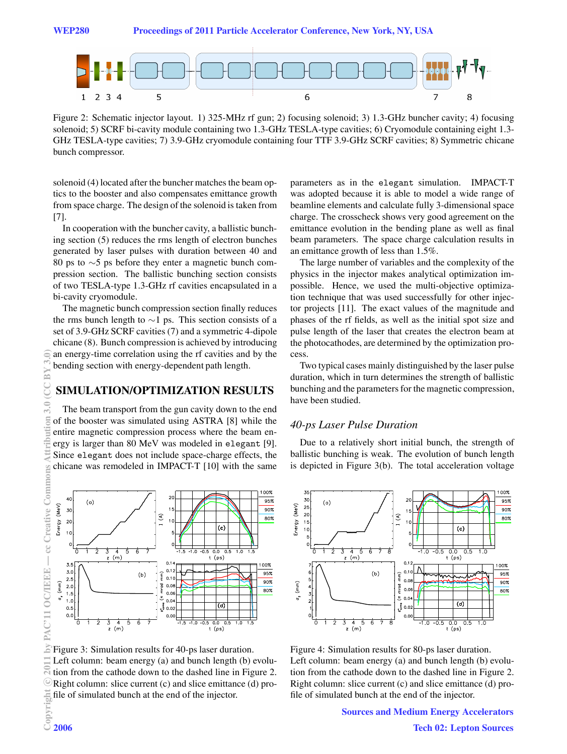Figure 2: Schematic injector layout. 1) 325-MHz rf gun; 2) focusing solenoid; 3) 1.3-GHz buncher cavity; 4) focusing solenoid; 5) SCRF bi-cavity module containing two 1.3-GHz TESLA-type cavities; 6) Cryomodule containing eight 1.3-GHz TESLA-type cavities; 7) 3.9-GHz cryomodule containing four TTF 3.9-GHz SCRF cavities; 8) Symmetric chicane bunch compressor.

solenoid (4) located after the buncher matches the beam optics to the booster and also compensates emittance growth from space charge. The design of the solenoid is taken from [7].

In cooperation with the buncher cavity, a ballistic bunching section (5) reduces the rms length of electron bunches generated by laser pulses with duration between 40 and 80 ps to ∼5 ps before they enter a magnetic bunch compression section. The ballistic bunching section consists of two TESLA-type 1.3-GHz rf cavities encapsulated in a bi-cavity cryomodule.

The magnetic bunch compression section finally reduces the rms bunch length to ∼1 ps. This section consists of a set of 3.9-GHz SCRF cavities (7) and a symmetric 4-dipole chicane (8). Bunch compression is achieved by introducing an energy-time correlation using the rf cavities and by the bending section with energy-dependent path length.

## SIMULATION/OPTIMIZATION RESULTS

The beam transport from the gun cavity down to the end of the booster was simulated using ASTRA [8] while the entire magnetic compression process where the beam energy is larger than 80 MeV was modeled in `elegant` [9]. Since `elegant` does not include space-charge effects, the chicane was remodeled in IMPACT-T [10] with the same parameters as in the `elegant` simulation. IMPACT-T was adopted because it is able to model a wide range of beamline elements and calculate fully 3-dimensional space charge. The crosscheck shows very good agreement on the emittance evolution in the bending plane as well as final beam parameters. The space charge calculation results in an emittance growth of less than 1.5%.

The large number of variables and the complexity of the physics in the injector makes analytical optimization impossible. Hence, we used the multi-objective optimization technique that was used successfully for other injector projects [11]. The exact values of the magnitude and phases of the rf fields, as well as the initial spot size and pulse length of the laser that creates the electron beam at the photocathodes, are determined by the optimization process.

Two typical cases mainly distinguished by the laser pulse duration, which in turn determines the strength of ballistic bunching and the parameters for the magnetic compression, have been studied.

### *40-ps Laser Pulse Duration*

Due to a relatively short initial bunch, the strength of ballistic bunching is weak. The evolution of bunch length is depicted in Figure 3(b). The total acceleration voltage

Figure 3: Simulation results for 40-ps laser duration. Left column: beam energy (a) and bunch length (b) evolution from the cathode down to the dashed line in Figure 2. Right column: slice current (c) and slice emittance (d) profile of simulated bunch at the end of the injector.

Figure 4: Simulation results for 80-ps laser duration. Left column: beam energy (a) and bunch length (b) evolution from the cathode down to the dashed line in Figure 2. Right column: slice current (c) and slice emittance (d) profile of simulated bunch at the end of the injector.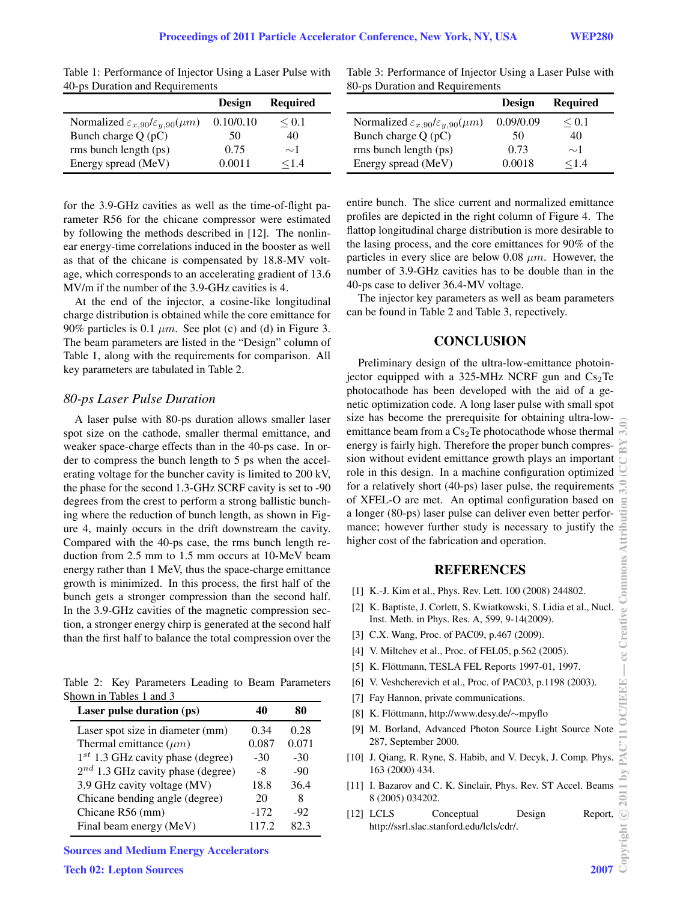Table 1: Performance of Injector Using a Laser Pulse with 40-ps Duration and Requirements

| | Design | Required |
|---|---|---|
| Normalized $\varepsilon_{x,90}/\varepsilon_{y,90}(\mu m)$ | 0.10/0.10 | $\leq 0.1$ |
| Bunch charge Q (pC) | 50 | 40 |
| rms bunch length (ps) | 0.75 | $\sim$1 |
| Energy spread (MeV) | 0.0011 | $\leq$1.4 |

for the 3.9-GHz cavities as well as the time-of-flight parameter R56 for the chicane compressor were estimated by following the methods described in [12]. The nonlinear energy-time correlations induced in the booster as well as that of the chicane is compensated by 18.8-MV voltage, which corresponds to an accelerating gradient of 13.6 MV/m if the number of the 3.9-GHz cavities is 4.

At the end of the injector, a cosine-like longitudinal charge distribution is obtained while the core emittance for 90% particles is 0.1 $\mu m$. See plot (c) and (d) in Figure 3. The beam parameters are listed in the "Design" column of Table 1, along with the requirements for comparison. All key parameters are tabulated in Table 2.

### *80-ps Laser Pulse Duration*

A laser pulse with 80-ps duration allows smaller laser spot size on the cathode, smaller thermal emittance, and weaker space-charge effects than in the 40-ps case. In order to compress the bunch length to 5 ps when the accelerating voltage for the buncher cavity is limited to 200 kV, the phase for the second 1.3-GHz SCRF cavity is set to -90 degrees from the crest to perform a strong ballistic bunching where the reduction of bunch length, as shown in Figure 4, mainly occurs in the drift downstream the cavity. Compared with the 40-ps case, the rms bunch length reduction from 2.5 mm to 1.5 mm occurs at 10-MeV beam energy rather than 1 MeV, thus the space-charge emittance growth is minimized. In this process, the first half of the bunch gets a stronger compression than the second half. In the 3.9-GHz cavities of the magnetic compression section, a stronger energy chirp is generated at the second half than the first half to balance the total compression over the entire bunch. The slice current and normalized emittance profiles are depicted in the right column of Figure 4. The flattop longitudinal charge distribution is more desirable to the lasing process, and the core emittances for 90% of the particles in every slice are below 0.08 $\mu m$. However, the number of 3.9-GHz cavities has to be double than in the 40-ps case to deliver 36.4-MV voltage.

The injector key parameters as well as beam parameters can be found in Table 2 and Table 3, repectively.

Table 2: Key Parameters Leading to Beam Parameters Shown in Tables 1 and 3

| Laser pulse duration (ps) | 40 | 80 |
|---|---|---|
| Laser spot size in diameter (mm) | 0.34 | 0.28 |
| Thermal emittance ($\mu m$) | 0.087 | 0.071 |
| $1^{st}$ 1.3 GHz cavity phase (degree) | -30 | -30 |
| $2^{nd}$ 1.3 GHz cavity phase (degree) | -8 | -90 |
| 3.9 GHz cavity voltage (MV) | 18.8 | 36.4 |
| Chicane bending angle (degree) | 20 | 8 |
| Chicane R56 (mm) | -172 | -92 |
| Final beam energy (MeV) | 117.2 | 82.3 |

Table 3: Performance of Injector Using a Laser Pulse with 80-ps Duration and Requirements

| | Design | Required |
|---|---|---|
| Normalized $\varepsilon_{x,90}/\varepsilon_{y,90}(\mu m)$ | 0.09/0.09 | $\leq 0.1$ |
| Bunch charge Q (pC) | 50 | 40 |
| rms bunch length (ps) | 0.73 | $\sim$1 |
| Energy spread (MeV) | 0.0018 | $\leq$1.4 |

## CONCLUSION

Preliminary design of the ultra-low-emittance photoinjector equipped with a 325-MHz NCRF gun and $Cs_2Te$ photocathode has been developed with the aid of a genetic optimization code. A long laser pulse with small spot size has become the prerequisite for obtaining ultra-low-emittance beam from a $Cs_2Te$ photocathode whose thermal energy is fairly high. Therefore the proper bunch compression without evident emittance growth plays an important role in this design. In a machine configuration optimized for a relatively short (40-ps) laser pulse, the requirements of XFEL-O are met. An optimal configuration based on a longer (80-ps) laser pulse can deliver even better performance; however further study is necessary to justify the higher cost of the fabrication and operation.

## REFERENCES

[1] K.-J. Kim et al., Phys. Rev. Lett. 100 (2008) 244802.

[2] K. Baptiste, J. Corlett, S. Kwiatkowski, S. Lidia et al., Nucl. Inst. Meth. in Phys. Res. A, 599, 9-14(2009).

[3] C.X. Wang, Proc. of PAC09, p.467 (2009).

[4] V. Miltchev et al., Proc. of FEL05, p.562 (2005).

[5] K. Flöttmann, TESLA FEL Reports 1997-01, 1997.

[6] V. Veshcherevich et al., Proc. of PAC03, p.1198 (2003).

[7] Fay Hannon, private communications.

[8] K. Flöttmann, http://www.desy.de/∼mpyflo

[9] M. Borland, Advanced Photon Source Light Source Note 287, September 2000.

[10] J. Qiang, R. Ryne, S. Habib, and V. Decyk, J. Comp. Phys. 163 (2000) 434.

[11] I. Bazarov and C. K. Sinclair, Phys. Rev. ST Accel. Beams 8 (2005) 034202.

[12] LCLS Conceptual Design Report, http://ssrl.slac.stanford.edu/lcls/cdr/.